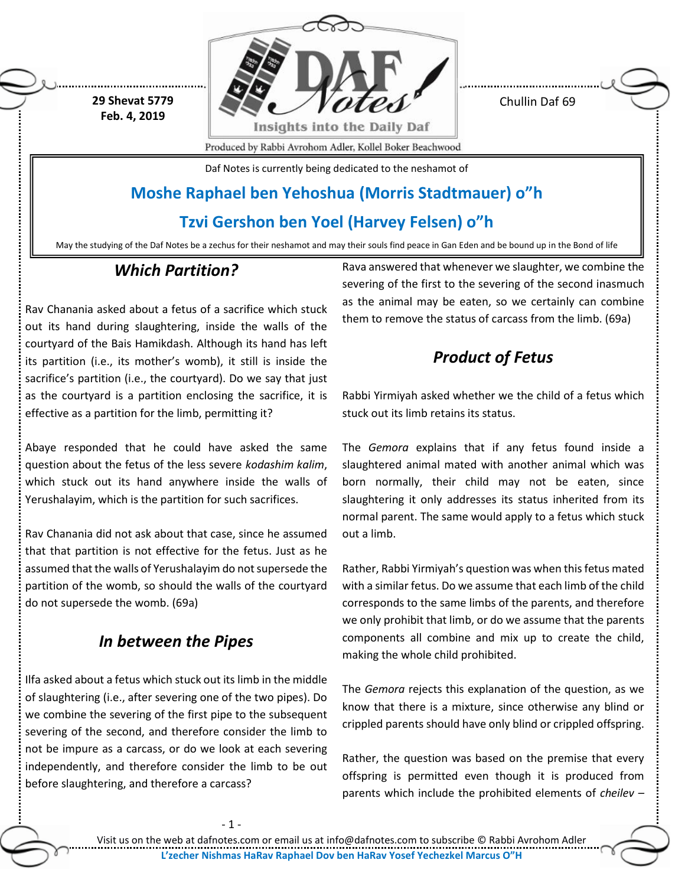29 Shevat 5779
Feb. 4, 2019

Chullin Daf 69

Daf Notes is currently being dedicated to the neshamot of

**Moshe Raphael ben Yehoshua (Morris Stadtmauer) o"h**

**Tzvi Gershon ben Yoel (Harvey Felsen) o"h**

May the studying of the Daf Notes be a zechus for their neshamot and may their souls find peace in Gan Eden and be bound up in the Bond of life

## *Which Partition?*

Rav Chanania asked about a fetus of a sacrifice which stuck out its hand during slaughtering, inside the walls of the courtyard of the Bais Hamikdash. Although its hand has left its partition (i.e., its mother's womb), it still is inside the sacrifice's partition (i.e., the courtyard). Do we say that just as the courtyard is a partition enclosing the sacrifice, it is effective as a partition for the limb, permitting it?

Abaye responded that he could have asked the same question about the fetus of the less severe *kodashim kalim*, which stuck out its hand anywhere inside the walls of Yerushalayim, which is the partition for such sacrifices.

Rav Chanania did not ask about that case, since he assumed that that partition is not effective for the fetus. Just as he assumed that the walls of Yerushalayim do not supersede the partition of the womb, so should the walls of the courtyard do not supersede the womb. (69a)

## *In between the Pipes*

Ilfa asked about a fetus which stuck out its limb in the middle of slaughtering (i.e., after severing one of the two pipes). Do we combine the severing of the first pipe to the subsequent severing of the second, and therefore consider the limb to not be impure as a carcass, or do we look at each severing independently, and therefore consider the limb to be out before slaughtering, and therefore a carcass?

Rava answered that whenever we slaughter, we combine the severing of the first to the severing of the second inasmuch as the animal may be eaten, so we certainly can combine them to remove the status of carcass from the limb. (69a)

## *Product of Fetus*

Rabbi Yirmiyah asked whether we the child of a fetus which stuck out its limb retains its status.

The *Gemora* explains that if any fetus found inside a slaughtered animal mated with another animal which was born normally, their child may not be eaten, since slaughtering it only addresses its status inherited from its normal parent. The same would apply to a fetus which stuck out a limb.

Rather, Rabbi Yirmiyah's question was when this fetus mated with a similar fetus. Do we assume that each limb of the child corresponds to the same limbs of the parents, and therefore we only prohibit that limb, or do we assume that the parents components all combine and mix up to create the child, making the whole child prohibited.

The *Gemora* rejects this explanation of the question, as we know that there is a mixture, since otherwise any blind or crippled parents should have only blind or crippled offspring.

Rather, the question was based on the premise that every offspring is permitted even though it is produced from parents which include the prohibited elements of *cheilev* –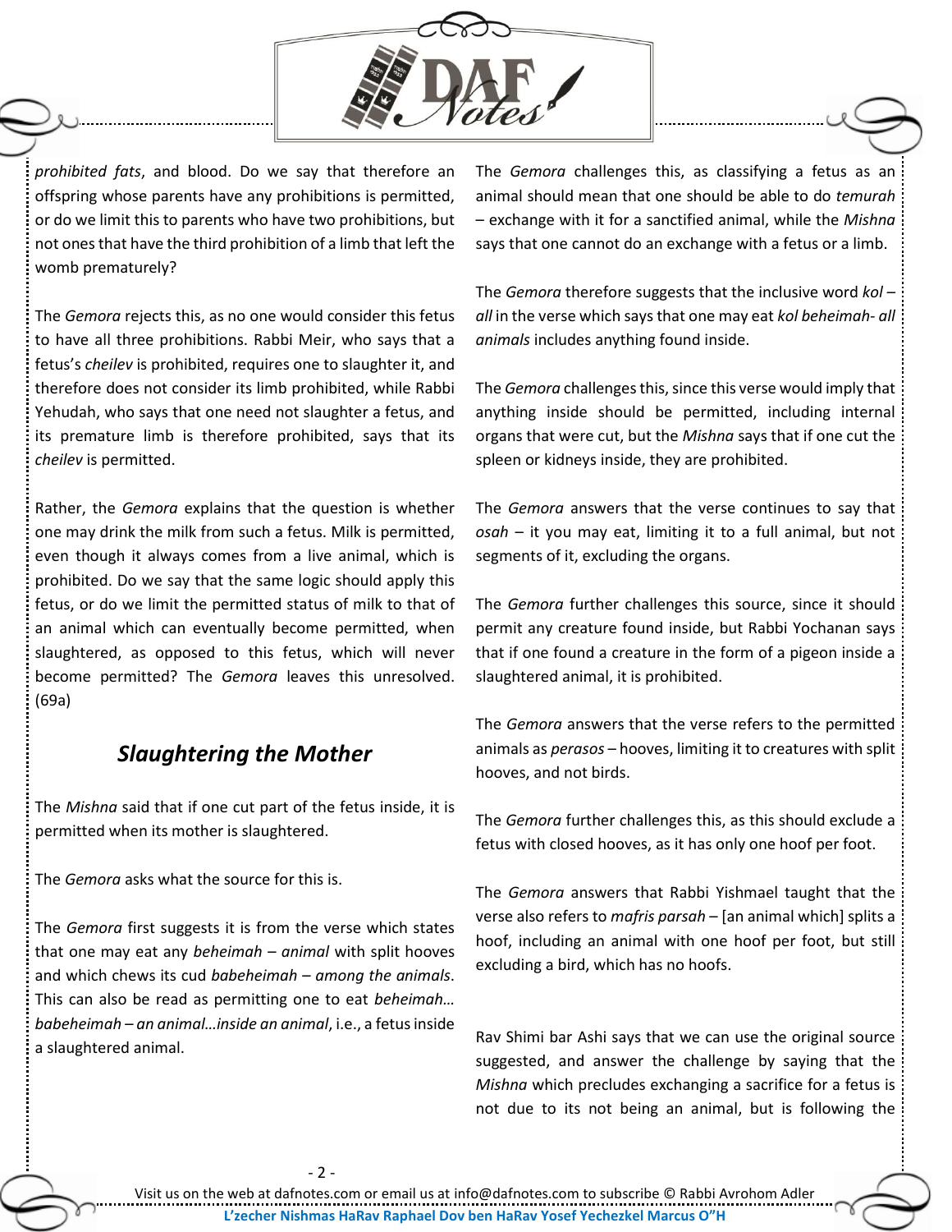*prohibited fats*, and blood. Do we say that therefore an offspring whose parents have any prohibitions is permitted, or do we limit this to parents who have two prohibitions, but not ones that have the third prohibition of a limb that left the womb prematurely?

The *Gemora* rejects this, as no one would consider this fetus to have all three prohibitions. Rabbi Meir, who says that a fetus's *cheilev* is prohibited, requires one to slaughter it, and therefore does not consider its limb prohibited, while Rabbi Yehudah, who says that one need not slaughter a fetus, and its premature limb is therefore prohibited, says that its *cheilev* is permitted.

Rather, the *Gemora* explains that the question is whether one may drink the milk from such a fetus. Milk is permitted, even though it always comes from a live animal, which is prohibited. Do we say that the same logic should apply this fetus, or do we limit the permitted status of milk to that of an animal which can eventually become permitted, when slaughtered, as opposed to this fetus, which will never become permitted? The *Gemora* leaves this unresolved. (69a)

## *Slaughtering the Mother*

The *Mishna* said that if one cut part of the fetus inside, it is permitted when its mother is slaughtered.

The *Gemora* asks what the source for this is.

The *Gemora* first suggests it is from the verse which states that one may eat any *beheimah – animal* with split hooves and which chews its cud *babeheimah – among the animals*. This can also be read as permitting one to eat *beheimah… babeheimah – an animal…inside an animal*, i.e., a fetus inside a slaughtered animal.

The *Gemora* challenges this, as classifying a fetus as an animal should mean that one should be able to do *temurah* – exchange with it for a sanctified animal, while the *Mishna* says that one cannot do an exchange with a fetus or a limb.

The *Gemora* therefore suggests that the inclusive word *kol – all* in the verse which says that one may eat *kol beheimah- all animals* includes anything found inside.

The *Gemora* challenges this, since this verse would imply that anything inside should be permitted, including internal organs that were cut, but the *Mishna* says that if one cut the spleen or kidneys inside, they are prohibited.

The *Gemora* answers that the verse continues to say that *osah* – it you may eat, limiting it to a full animal, but not segments of it, excluding the organs.

The *Gemora* further challenges this source, since it should permit any creature found inside, but Rabbi Yochanan says that if one found a creature in the form of a pigeon inside a slaughtered animal, it is prohibited.

The *Gemora* answers that the verse refers to the permitted animals as *perasos* – hooves, limiting it to creatures with split hooves, and not birds.

The *Gemora* further challenges this, as this should exclude a fetus with closed hooves, as it has only one hoof per foot.

The *Gemora* answers that Rabbi Yishmael taught that the verse also refers to *mafris parsah* – [an animal which] splits a hoof, including an animal with one hoof per foot, but still excluding a bird, which has no hoofs.

Rav Shimi bar Ashi says that we can use the original source suggested, and answer the challenge by saying that the *Mishna* which precludes exchanging a sacrifice for a fetus is not due to its not being an animal, but is following the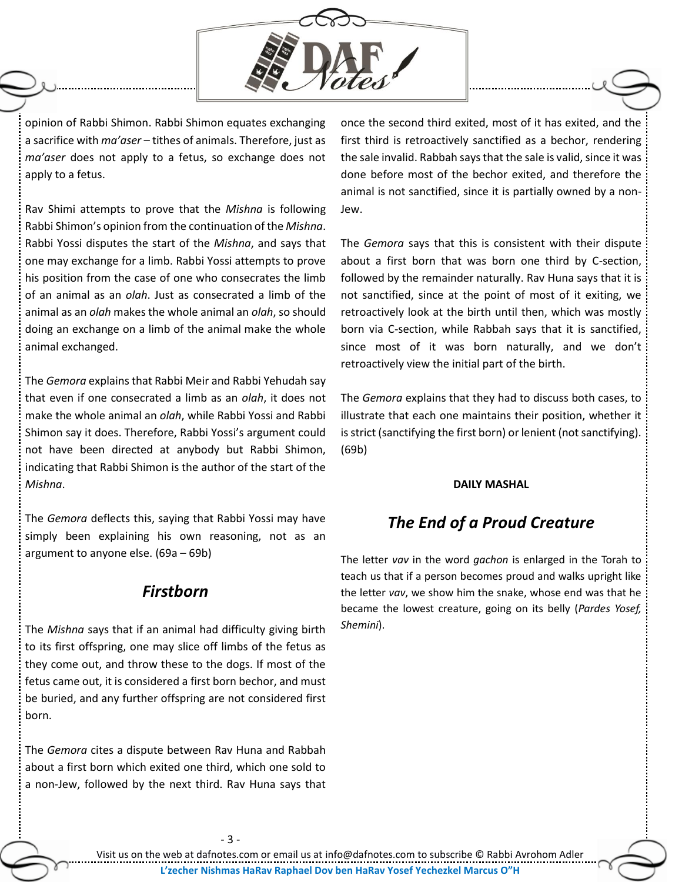opinion of Rabbi Shimon. Rabbi Shimon equates exchanging a sacrifice with *ma'aser* – tithes of animals. Therefore, just as *ma'aser* does not apply to a fetus, so exchange does not apply to a fetus.

Rav Shimi attempts to prove that the *Mishna* is following Rabbi Shimon's opinion from the continuation of the *Mishna*. Rabbi Yossi disputes the start of the *Mishna*, and says that one may exchange for a limb. Rabbi Yossi attempts to prove his position from the case of one who consecrates the limb of an animal as an *olah*. Just as consecrated a limb of the animal as an *olah* makes the whole animal an *olah*, so should doing an exchange on a limb of the animal make the whole animal exchanged.

The *Gemora* explains that Rabbi Meir and Rabbi Yehudah say that even if one consecrated a limb as an *olah*, it does not make the whole animal an *olah*, while Rabbi Yossi and Rabbi Shimon say it does. Therefore, Rabbi Yossi's argument could not have been directed at anybody but Rabbi Shimon, indicating that Rabbi Shimon is the author of the start of the *Mishna*.

The *Gemora* deflects this, saying that Rabbi Yossi may have simply been explaining his own reasoning, not as an argument to anyone else. (69a – 69b)

## *Firstborn*

The *Mishna* says that if an animal had difficulty giving birth to its first offspring, one may slice off limbs of the fetus as they come out, and throw these to the dogs. If most of the fetus came out, it is considered a first born bechor, and must be buried, and any further offspring are not considered first born.

The *Gemora* cites a dispute between Rav Huna and Rabbah about a first born which exited one third, which one sold to a non-Jew, followed by the next third. Rav Huna says that once the second third exited, most of it has exited, and the first third is retroactively sanctified as a bechor, rendering the sale invalid. Rabbah says that the sale is valid, since it was done before most of the bechor exited, and therefore the animal is not sanctified, since it is partially owned by a non-Jew.

The *Gemora* says that this is consistent with their dispute about a first born that was born one third by C-section, followed by the remainder naturally. Rav Huna says that it is not sanctified, since at the point of most of it exiting, we retroactively look at the birth until then, which was mostly born via C-section, while Rabbah says that it is sanctified, since most of it was born naturally, and we don't retroactively view the initial part of the birth.

The *Gemora* explains that they had to discuss both cases, to illustrate that each one maintains their position, whether it is strict (sanctifying the first born) or lenient (not sanctifying). (69b)

**DAILY MASHAL**

## *The End of a Proud Creature*

The letter *vav* in the word *gachon* is enlarged in the Torah to teach us that if a person becomes proud and walks upright like the letter *vav*, we show him the snake, whose end was that he became the lowest creature, going on its belly (*Pardes Yosef, Shemini*).